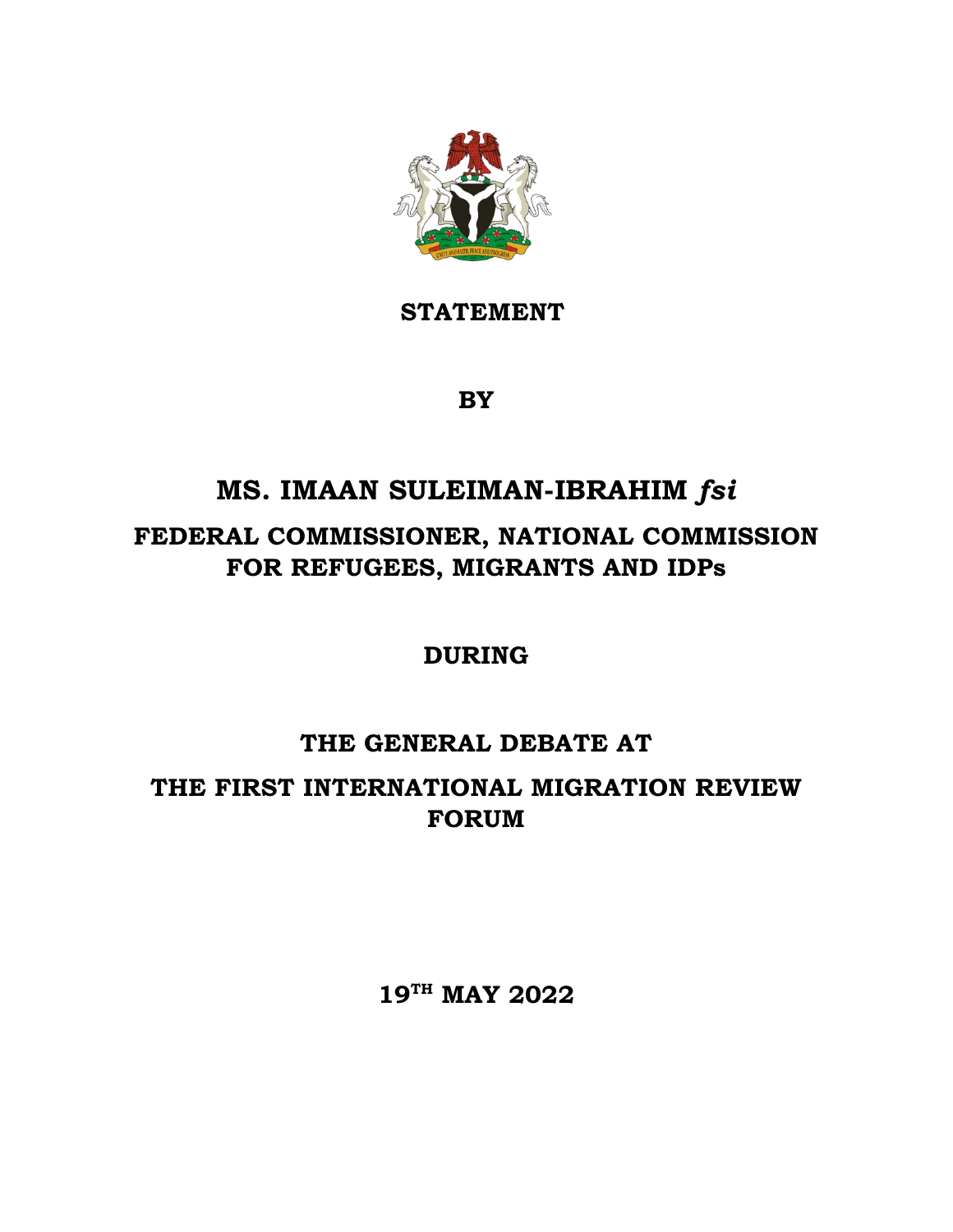**STATEMENT**

**BY**

# MS. IMAAN SULEIMAN-IBRAHIM *fsi*

## FEDERAL COMMISSIONER, NATIONAL COMMISSION FOR REFUGEES, MIGRANTS AND IDPs

**DURING**

## THE GENERAL DEBATE AT THE FIRST INTERNATIONAL MIGRATION REVIEW FORUM

**19TH MAY 2022**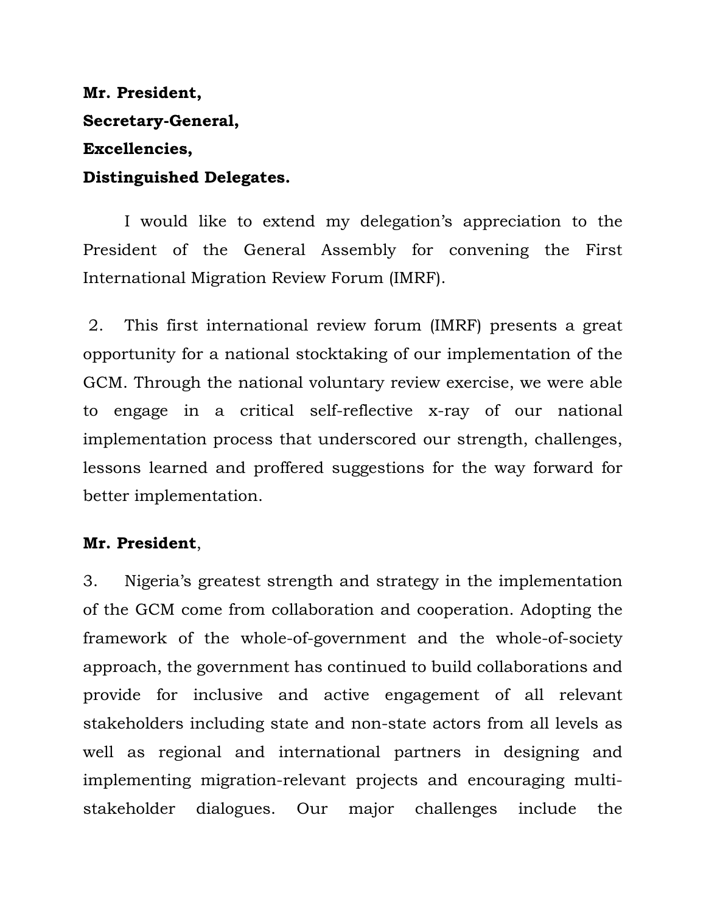**Mr. President,**
**Secretary-General,**
**Excellencies,**
**Distinguished Delegates.**

I would like to extend my delegation's appreciation to the President of the General Assembly for convening the First International Migration Review Forum (IMRF).

2. This first international review forum (IMRF) presents a great opportunity for a national stocktaking of our implementation of the GCM. Through the national voluntary review exercise, we were able to engage in a critical self-reflective x-ray of our national implementation process that underscored our strength, challenges, lessons learned and proffered suggestions for the way forward for better implementation.

**Mr. President**,

3. Nigeria's greatest strength and strategy in the implementation of the GCM come from collaboration and cooperation. Adopting the framework of the whole-of-government and the whole-of-society approach, the government has continued to build collaborations and provide for inclusive and active engagement of all relevant stakeholders including state and non-state actors from all levels as well as regional and international partners in designing and implementing migration-relevant projects and encouraging multi-stakeholder dialogues. Our major challenges include the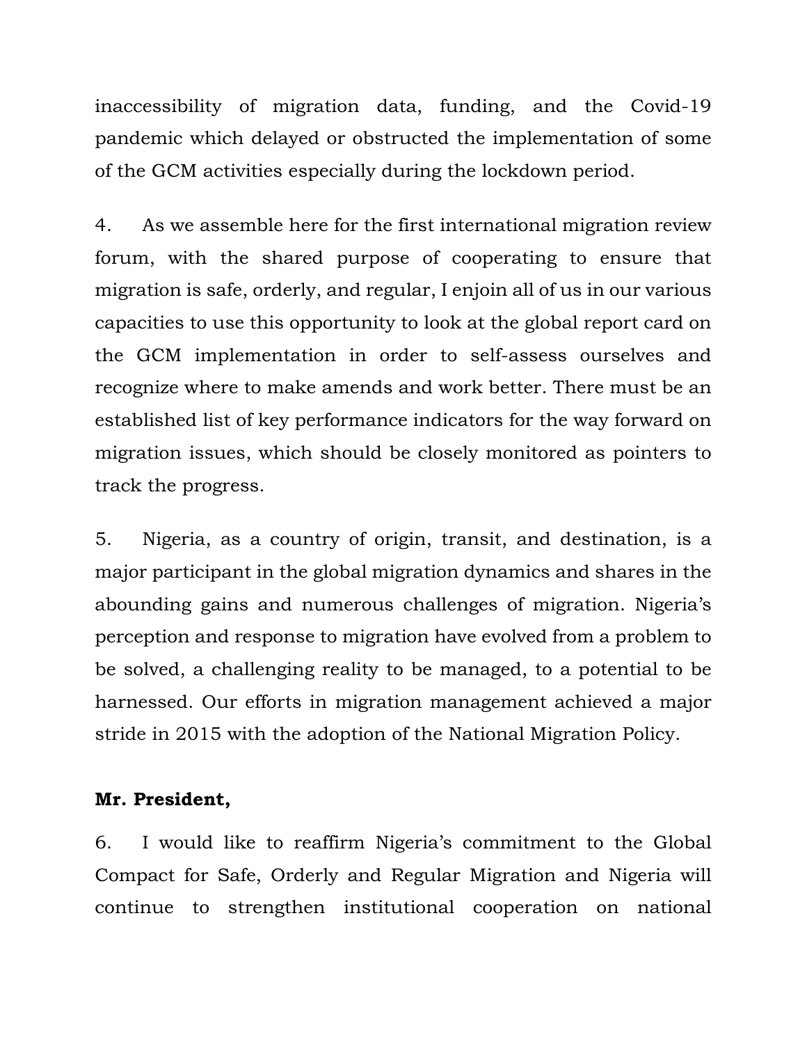inaccessibility of migration data, funding, and the Covid-19 pandemic which delayed or obstructed the implementation of some of the GCM activities especially during the lockdown period.

4. As we assemble here for the first international migration review forum, with the shared purpose of cooperating to ensure that migration is safe, orderly, and regular, I enjoin all of us in our various capacities to use this opportunity to look at the global report card on the GCM implementation in order to self-assess ourselves and recognize where to make amends and work better. There must be an established list of key performance indicators for the way forward on migration issues, which should be closely monitored as pointers to track the progress.

5. Nigeria, as a country of origin, transit, and destination, is a major participant in the global migration dynamics and shares in the abounding gains and numerous challenges of migration. Nigeria's perception and response to migration have evolved from a problem to be solved, a challenging reality to be managed, to a potential to be harnessed. Our efforts in migration management achieved a major stride in 2015 with the adoption of the National Migration Policy.

**Mr. President,**

6. I would like to reaffirm Nigeria's commitment to the Global Compact for Safe, Orderly and Regular Migration and Nigeria will continue to strengthen institutional cooperation on national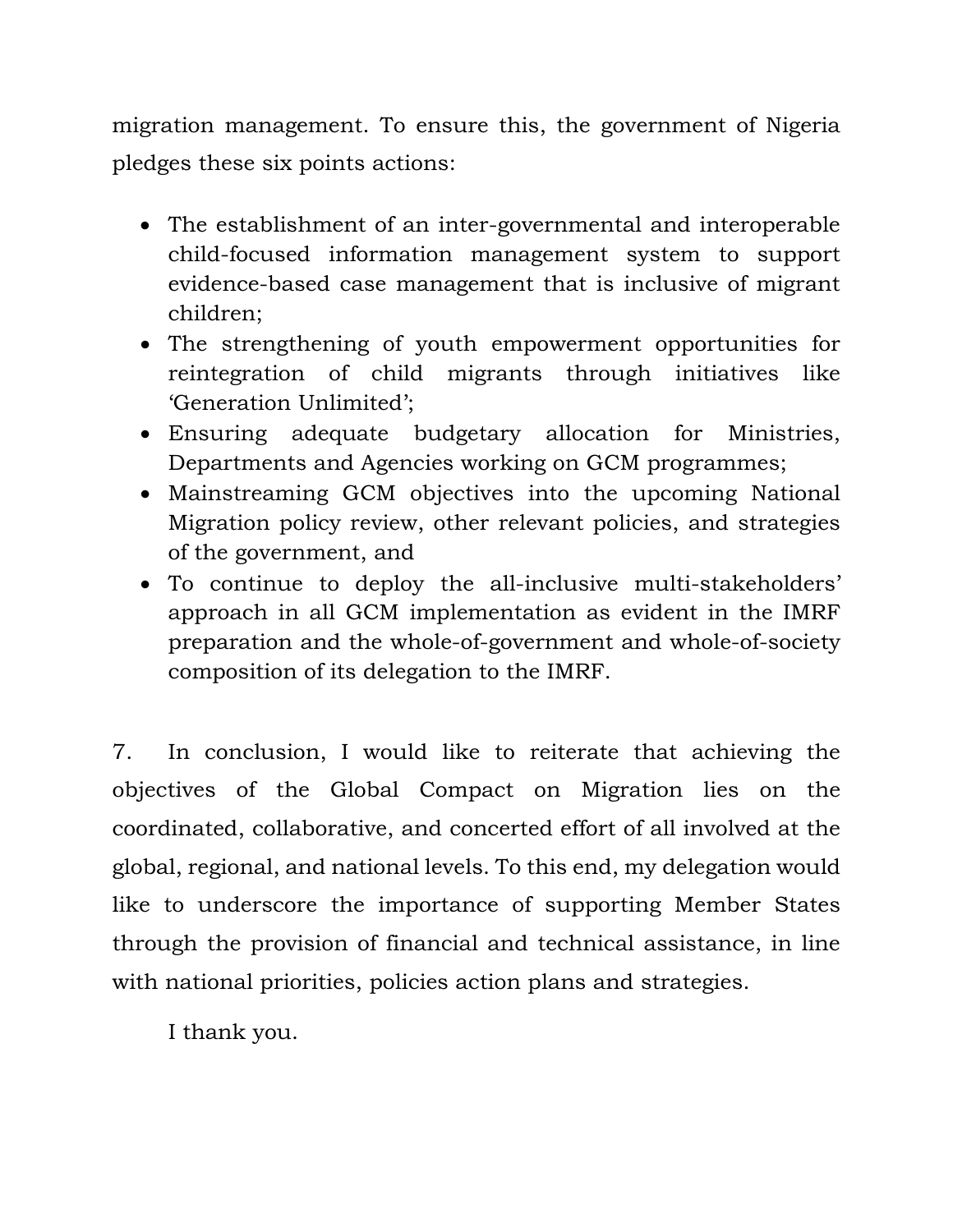migration management. To ensure this, the government of Nigeria pledges these six points actions:

- The establishment of an inter-governmental and interoperable child-focused information management system to support evidence-based case management that is inclusive of migrant children;
- The strengthening of youth empowerment opportunities for reintegration of child migrants through initiatives like 'Generation Unlimited';
- Ensuring adequate budgetary allocation for Ministries, Departments and Agencies working on GCM programmes;
- Mainstreaming GCM objectives into the upcoming National Migration policy review, other relevant policies, and strategies of the government, and
- To continue to deploy the all-inclusive multi-stakeholders' approach in all GCM implementation as evident in the IMRF preparation and the whole-of-government and whole-of-society composition of its delegation to the IMRF.

7. In conclusion, I would like to reiterate that achieving the objectives of the Global Compact on Migration lies on the coordinated, collaborative, and concerted effort of all involved at the global, regional, and national levels. To this end, my delegation would like to underscore the importance of supporting Member States through the provision of financial and technical assistance, in line with national priorities, policies action plans and strategies.

I thank you.